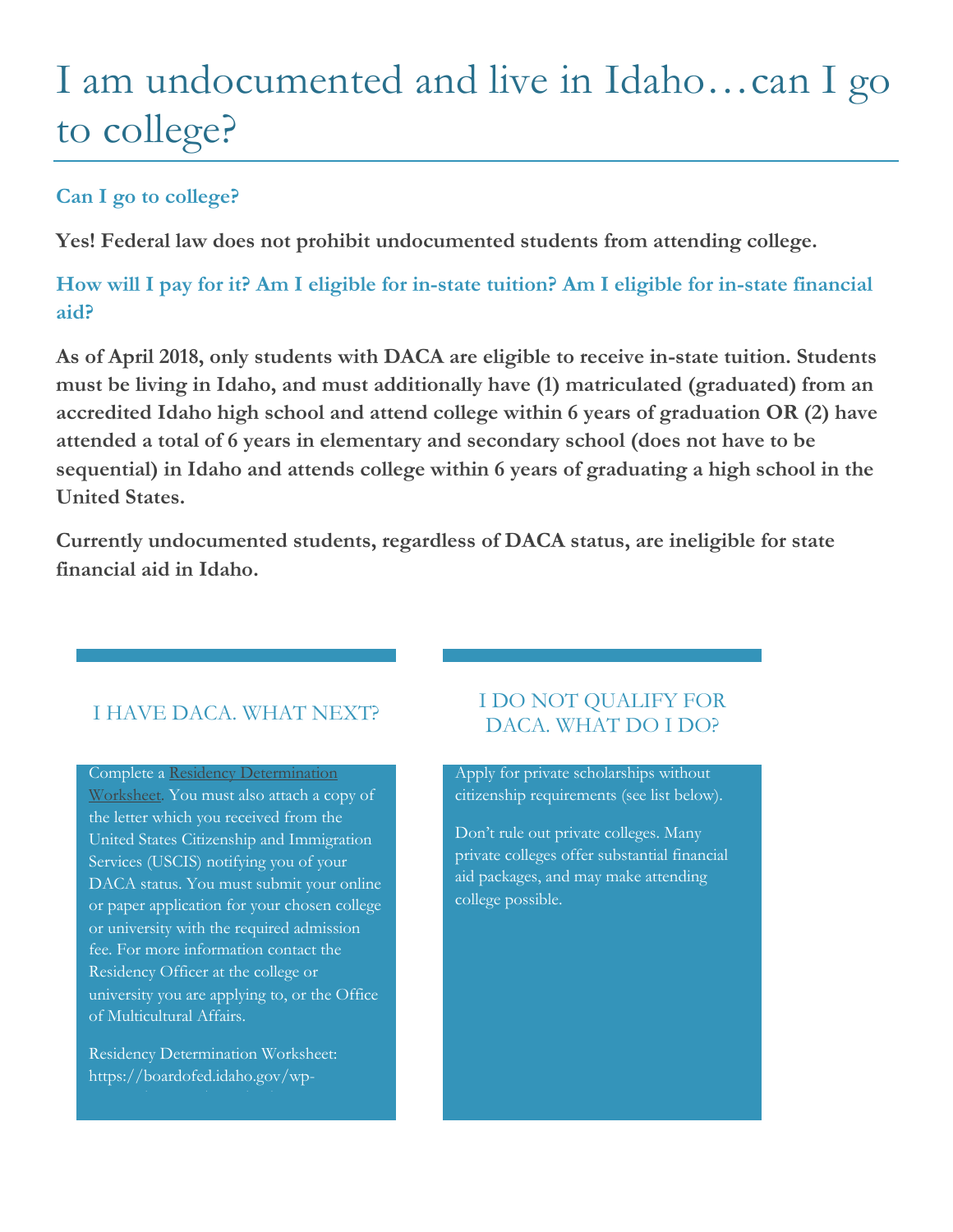# I am undocumented and live in Idaho…can I go to college?

## Can I go to college?

**Yes! Federal law does not prohibit undocumented students from attending college.**

## How will I pay for it? Am I eligible for in-state tuition? Am I eligible for in-state financial aid?

**As of April 2018, only students with DACA are eligible to receive in-state tuition. Students must be living in Idaho, and must additionally have (1) matriculated (graduated) from an accredited Idaho high school and attend college within 6 years of graduation OR (2) have attended a total of 6 years in elementary and secondary school (does not have to be sequential) in Idaho and attends college within 6 years of graduating a high school in the United States.**

**Currently undocumented students, regardless of DACA status, are ineligible for state financial aid in Idaho.**

### I HAVE DACA. WHAT NEXT?

Complete a [Residency Determination Worksheet](https://boardofed.idaho.gov/wp-). You must also attach a copy of the letter which you received from the United States Citizenship and Immigration Services (USCIS) notifying you of your DACA status. You must submit your online or paper application for your chosen college or university with the required admission fee. For more information contact the Residency Officer at the college or university you are applying to, or the Office of Multicultural Affairs.

Residency Determination Worksheet: https://boardofed.idaho.gov/wp-

### I DO NOT QUALIFY FOR DACA. WHAT DO I DO?

Apply for private scholarships without citizenship requirements (see list below).

Don't rule out private colleges. Many private colleges offer substantial financial aid packages, and may make attending college possible.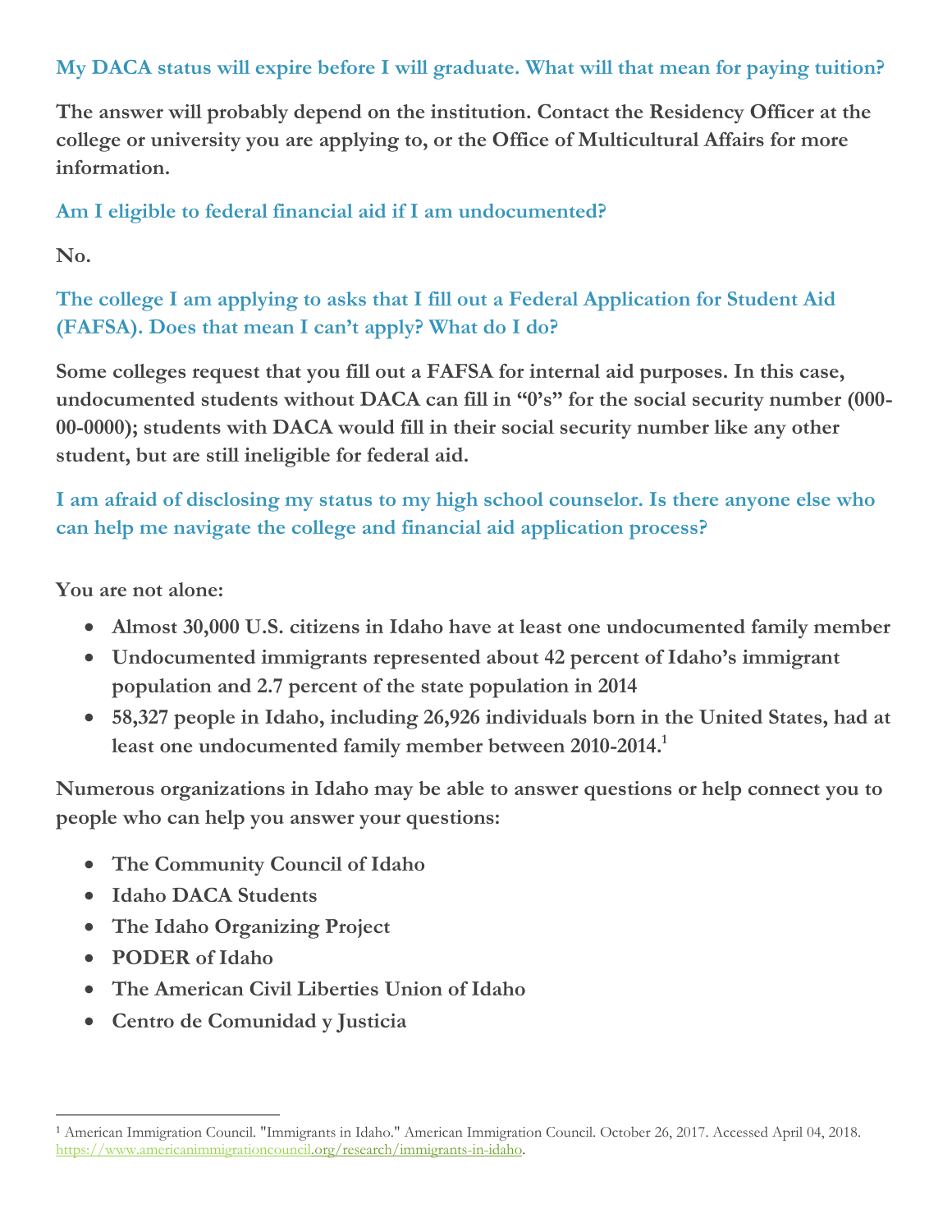### My DACA status will expire before I will graduate. What will that mean for paying tuition?

**The answer will probably depend on the institution. Contact the Residency Officer at the college or university you are applying to, or the Office of Multicultural Affairs for more information.**

### Am I eligible to federal financial aid if I am undocumented?

**No.**

### The college I am applying to asks that I fill out a Federal Application for Student Aid (FAFSA). Does that mean I can't apply? What do I do?

**Some colleges request that you fill out a FAFSA for internal aid purposes. In this case, undocumented students without DACA can fill in "0's" for the social security number (000-00-0000); students with DACA would fill in their social security number like any other student, but are still ineligible for federal aid.**

### I am afraid of disclosing my status to my high school counselor. Is there anyone else who can help me navigate the college and financial aid application process?

**You are not alone:**

- **Almost 30,000 U.S. citizens in Idaho have at least one undocumented family member**
- **Undocumented immigrants represented about 42 percent of Idaho's immigrant population and 2.7 percent of the state population in 2014**
- **58,327 people in Idaho, including 26,926 individuals born in the United States, had at least one undocumented family member between 2010-2014.[1]**

**Numerous organizations in Idaho may be able to answer questions or help connect you to people who can help you answer your questions:**

- **The Community Council of Idaho**
- **Idaho DACA Students**
- **The Idaho Organizing Project**
- **PODER of Idaho**
- **The American Civil Liberties Union of Idaho**
- **Centro de Comunidad y Justicia**

---

[1] American Immigration Council. "Immigrants in Idaho." American Immigration Council. October 26, 2017. Accessed April 04, 2018. https://www.americanimmigrationcouncil.org/research/immigrants-in-idaho.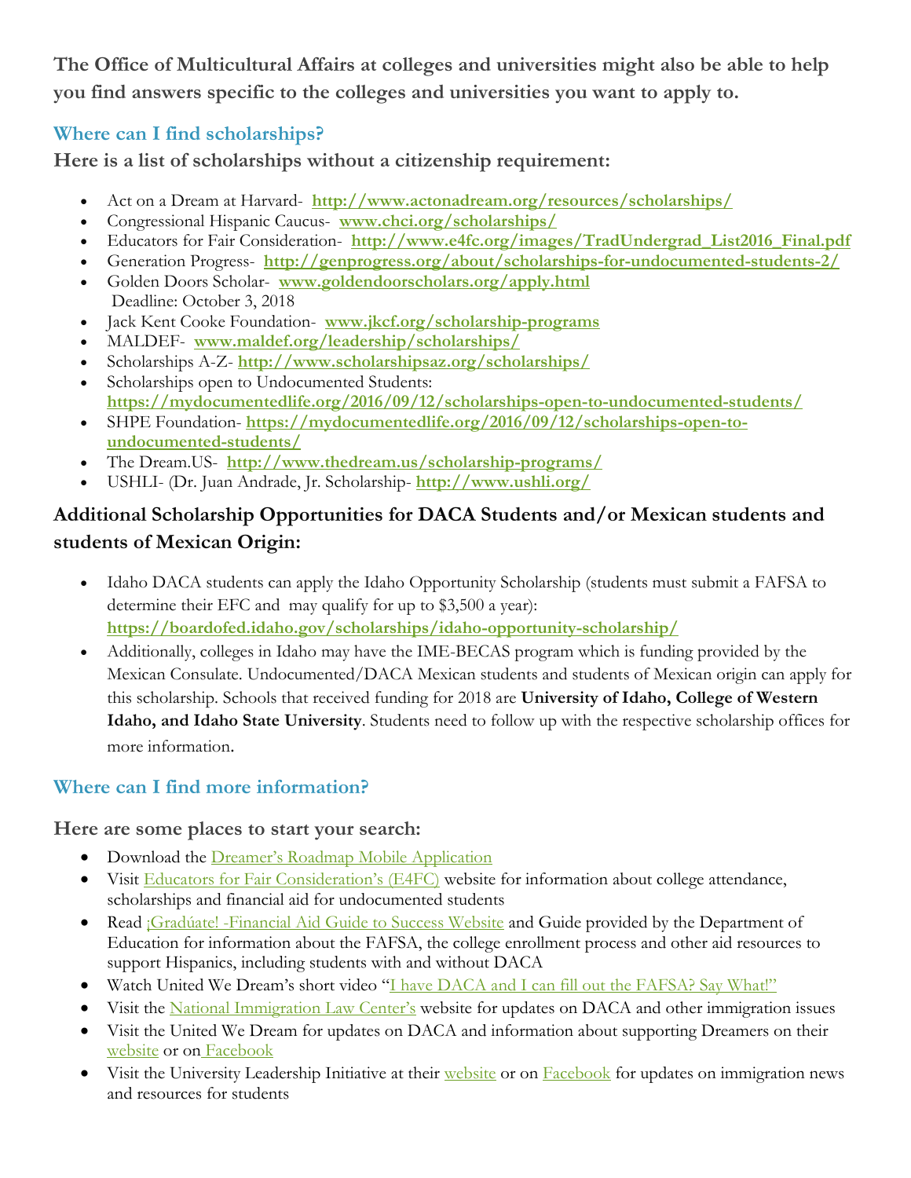**The Office of Multicultural Affairs at colleges and universities might also be able to help you find answers specific to the colleges and universities you want to apply to.**

## Where can I find scholarships?

**Here is a list of scholarships without a citizenship requirement:**

- Act on a Dream at Harvard- **http://www.actonadream.org/resources/scholarships/**
- Congressional Hispanic Caucus- **www.chci.org/scholarships/**
- Educators for Fair Consideration- **http://www.e4fc.org/images/TradUndergrad_List2016_Final.pdf**
- Generation Progress- **http://genprogress.org/about/scholarships-for-undocumented-students-2/**
- Golden Doors Scholar- **www.goldendoorscholars.org/apply.html**
  Deadline: October 3, 2018
- Jack Kent Cooke Foundation- **www.jkcf.org/scholarship-programs**
- MALDEF- **www.maldef.org/leadership/scholarships/**
- Scholarships A-Z- **http://www.scholarshipsaz.org/scholarships/**
- Scholarships open to Undocumented Students: **https://mydocumentedlife.org/2016/09/12/scholarships-open-to-undocumented-students/**
- SHPE Foundation- **https://mydocumentedlife.org/2016/09/12/scholarships-open-to-undocumented-students/**
- The Dream.US- **http://www.thedream.us/scholarship-programs/**
- USHLI- (Dr. Juan Andrade, Jr. Scholarship- **http://www.ushli.org/**

## Additional Scholarship Opportunities for DACA Students and/or Mexican students and students of Mexican Origin:

- Idaho DACA students can apply the Idaho Opportunity Scholarship (students must submit a FAFSA to determine their EFC and may qualify for up to $3,500 a year): **https://boardofed.idaho.gov/scholarships/idaho-opportunity-scholarship/**
- Additionally, colleges in Idaho may have the IME-BECAS program which is funding provided by the Mexican Consulate. Undocumented/DACA Mexican students and students of Mexican origin can apply for this scholarship. Schools that received funding for 2018 are **University of Idaho, College of Western Idaho, and Idaho State University**. Students need to follow up with the respective scholarship offices for more information.

## Where can I find more information?

**Here are some places to start your search:**

- Download the Dreamer's Roadmap Mobile Application
- Visit Educators for Fair Consideration's (E4FC) website for information about college attendance, scholarships and financial aid for undocumented students
- Read ¡Gradúate! -Financial Aid Guide to Success Website and Guide provided by the Department of Education for information about the FAFSA, the college enrollment process and other aid resources to support Hispanics, including students with and without DACA
- Watch United We Dream's short video "I have DACA and I can fill out the FAFSA? Say What!"
- Visit the National Immigration Law Center's website for updates on DACA and other immigration issues
- Visit the United We Dream for updates on DACA and information about supporting Dreamers on their website or on Facebook
- Visit the University Leadership Initiative at their website or on Facebook for updates on immigration news and resources for students